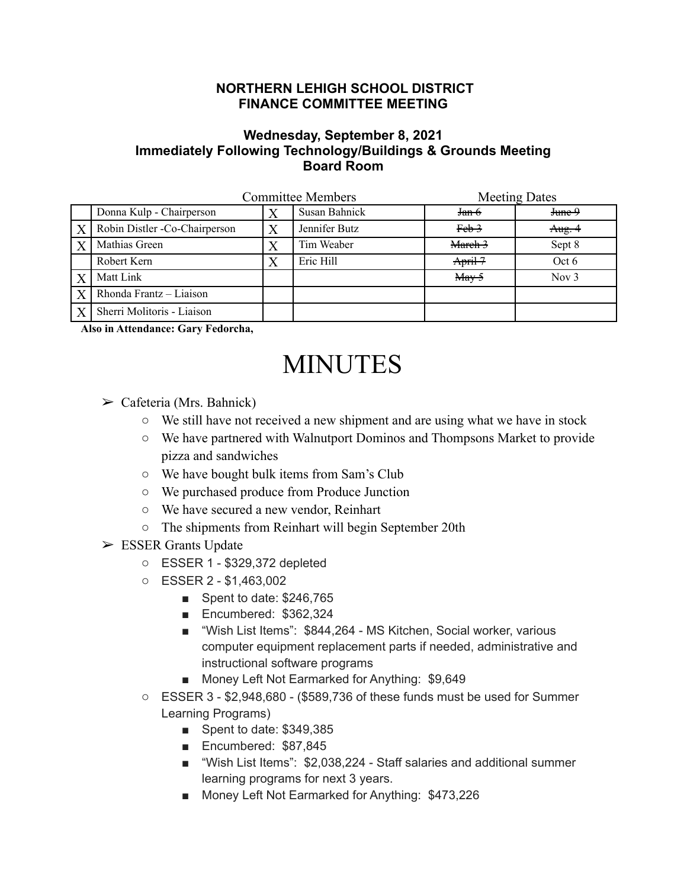**NORTHERN LEHIGH SCHOOL DISTRICT**
**FINANCE COMMITTEE MEETING**

**Wednesday, September 8, 2021**
**Immediately Following Technology/Buildings & Grounds Meeting**
**Board Room**

| | Committee Members | | | Meeting Dates | |
|---|---|---|---|---|---|
| | Donna Kulp - Chairperson | X | Susan Bahnick | ~~Jan 6~~ | ~~June 9~~ |
| X | Robin Distler -Co-Chairperson | X | Jennifer Butz | ~~Feb 3~~ | ~~Aug. 4~~ |
| X | Mathias Green | X | Tim Weaber | ~~March 3~~ | Sept 8 |
| | Robert Kern | X | Eric Hill | ~~April 7~~ | Oct 6 |
| X | Matt Link | | | ~~May 5~~ | Nov 3 |
| X | Rhonda Frantz – Liaison | | | | |
| X | Sherri Molitoris - Liaison | | | | |

**Also in Attendance: Gary Fedorcha,**

# MINUTES

- Cafeteria (Mrs. Bahnick)
  - We still have not received a new shipment and are using what we have in stock
  - We have partnered with Walnutport Dominos and Thompsons Market to provide pizza and sandwiches
  - We have bought bulk items from Sam's Club
  - We purchased produce from Produce Junction
  - We have secured a new vendor, Reinhart
  - The shipments from Reinhart will begin September 20th
- ESSER Grants Update
  - ESSER 1 - $329,372 depleted
  - ESSER 2 - $1,463,002
    - Spent to date: $246,765
    - Encumbered: $362,324
    - "Wish List Items": $844,264 - MS Kitchen, Social worker, various computer equipment replacement parts if needed, administrative and instructional software programs
    - Money Left Not Earmarked for Anything: $9,649
  - ESSER 3 - $2,948,680 - ($589,736 of these funds must be used for Summer Learning Programs)
    - Spent to date: $349,385
    - Encumbered: $87,845
    - "Wish List Items": $2,038,224 - Staff salaries and additional summer learning programs for next 3 years.
    - Money Left Not Earmarked for Anything: $473,226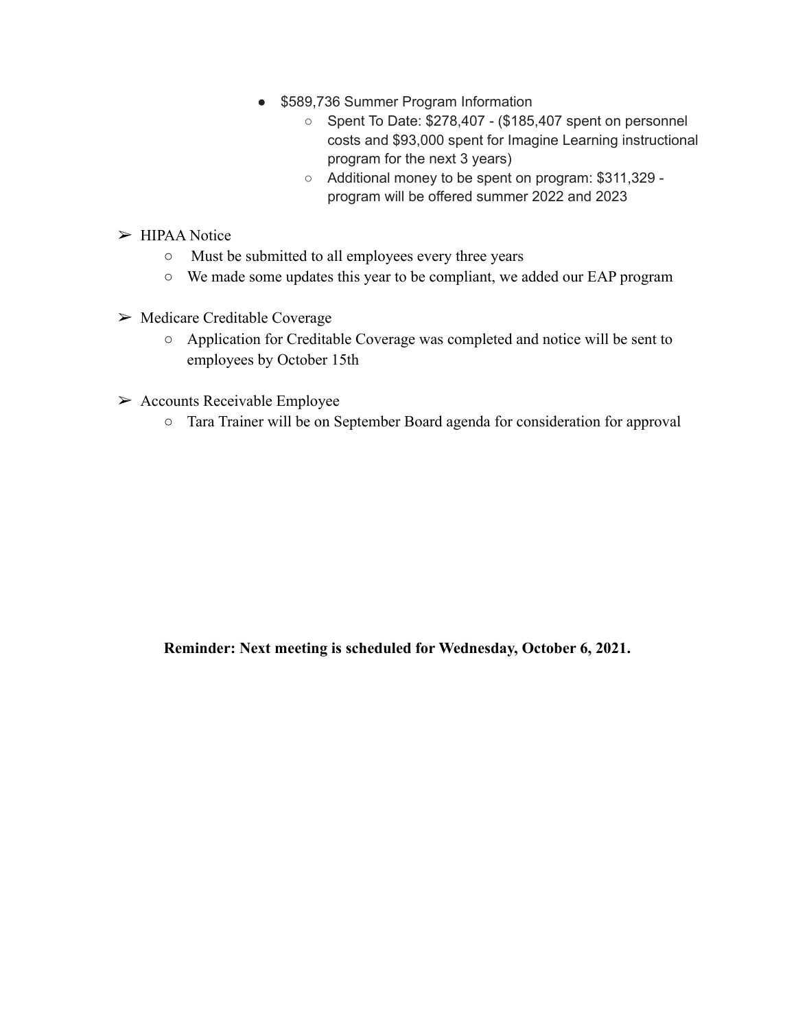- $589,736 Summer Program Information
  - Spent To Date: $278,407 - ($185,407 spent on personnel costs and $93,000 spent for Imagine Learning instructional program for the next 3 years)
  - Additional money to be spent on program: $311,329 - program will be offered summer 2022 and 2023

➢ HIPAA Notice
  - Must be submitted to all employees every three years
  - We made some updates this year to be compliant, we added our EAP program

➢ Medicare Creditable Coverage
  - Application for Creditable Coverage was completed and notice will be sent to employees by October 15th

➢ Accounts Receivable Employee
  - Tara Trainer will be on September Board agenda for consideration for approval

**Reminder: Next meeting is scheduled for Wednesday, October 6, 2021.**